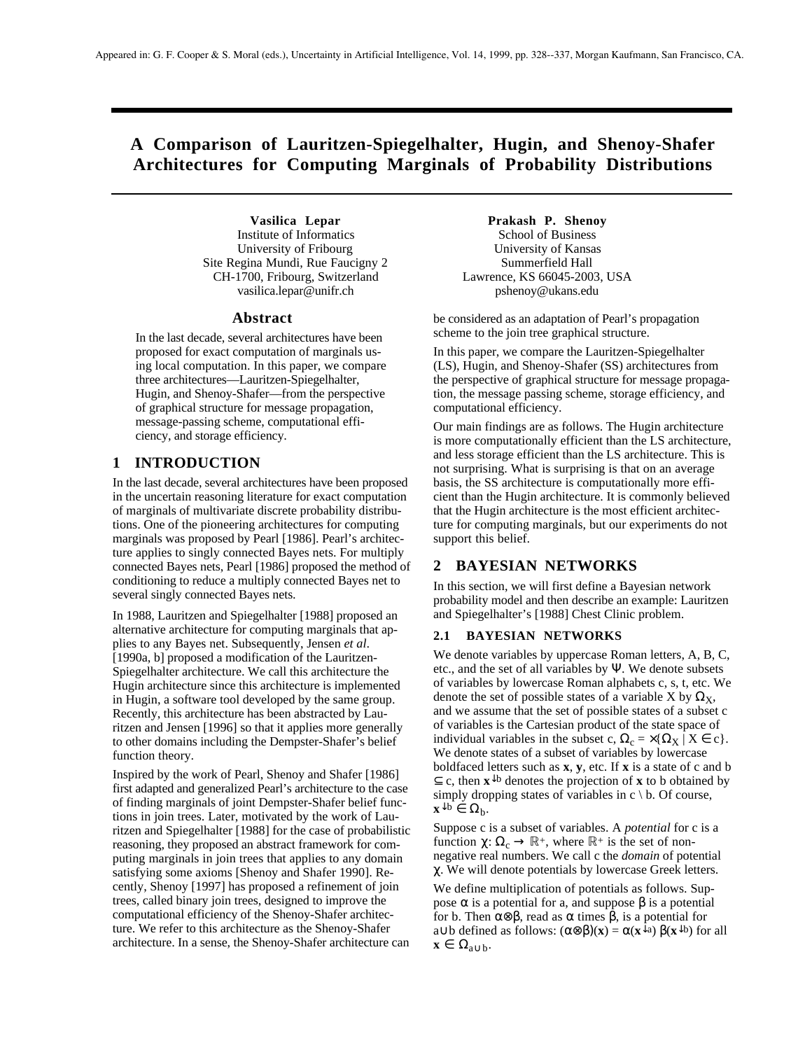Appeared in: G. F. Cooper & S. Moral (eds.), Uncertainty in Artificial Intelligence, Vol. 14, 1999, pp. 328--337, Morgan Kaufmann, San Francisco, CA.

# A Comparison of Lauritzen-Spiegelhalter, Hugin, and Shenoy-Shafer Architectures for Computing Marginals of Probability Distributions

**Vasilica Lepar**
Institute of Informatics
University of Fribourg
Site Regina Mundi, Rue Faucigny 2
CH-1700, Fribourg, Switzerland
vasilica.lepar@unifr.ch

**Prakash P. Shenoy**
School of Business
University of Kansas
Summerfield Hall
Lawrence, KS 66045-2003, USA
pshenoy@ukans.edu

## Abstract

In the last decade, several architectures have been proposed for exact computation of marginals using local computation. In this paper, we compare three architectures—Lauritzen-Spiegelhalter, Hugin, and Shenoy-Shafer—from the perspective of graphical structure for message propagation, message-passing scheme, computational efficiency, and storage efficiency.

## 1 INTRODUCTION

In the last decade, several architectures have been proposed in the uncertain reasoning literature for exact computation of marginals of multivariate discrete probability distributions. One of the pioneering architectures for computing marginals was proposed by Pearl [1986]. Pearl's architecture applies to singly connected Bayes nets. For multiply connected Bayes nets, Pearl [1986] proposed the method of conditioning to reduce a multiply connected Bayes net to several singly connected Bayes nets.

In 1988, Lauritzen and Spiegelhalter [1988] proposed an alternative architecture for computing marginals that applies to any Bayes net. Subsequently, Jensen *et al*. [1990a, b] proposed a modification of the Lauritzen-Spiegelhalter architecture. We call this architecture the Hugin architecture since this architecture is implemented in Hugin, a software tool developed by the same group. Recently, this architecture has been abstracted by Lauritzen and Jensen [1996] so that it applies more generally to other domains including the Dempster-Shafer's belief function theory.

Inspired by the work of Pearl, Shenoy and Shafer [1986] first adapted and generalized Pearl's architecture to the case of finding marginals of joint Dempster-Shafer belief functions in join trees. Later, motivated by the work of Lauritzen and Spiegelhalter [1988] for the case of probabilistic reasoning, they proposed an abstract framework for computing marginals in join trees that applies to any domain satisfying some axioms [Shenoy and Shafer 1990]. Recently, Shenoy [1997] has proposed a refinement of join trees, called binary join trees, designed to improve the computational efficiency of the Shenoy-Shafer architecture. We refer to this architecture as the Shenoy-Shafer architecture. In a sense, the Shenoy-Shafer architecture can be considered as an adaptation of Pearl's propagation scheme to the join tree graphical structure.

In this paper, we compare the Lauritzen-Spiegelhalter (LS), Hugin, and Shenoy-Shafer (SS) architectures from the perspective of graphical structure for message propagation, the message passing scheme, storage efficiency, and computational efficiency.

Our main findings are as follows. The Hugin architecture is more computationally efficient than the LS architecture, and less storage efficient than the LS architecture. This is not surprising. What is surprising is that on an average basis, the SS architecture is computationally more efficient than the Hugin architecture. It is commonly believed that the Hugin architecture is the most efficient architecture for computing marginals, but our experiments do not support this belief.

## 2 BAYESIAN NETWORKS

In this section, we will first define a Bayesian network probability model and then describe an example: Lauritzen and Spiegelhalter's [1988] Chest Clinic problem.

### 2.1 BAYESIAN NETWORKS

We denote variables by uppercase Roman letters, A, B, C, etc., and the set of all variables by $\Psi$. We denote subsets of variables by lowercase Roman alphabets c, s, t, etc. We denote the set of possible states of a variable X by $\Omega_X$, and we assume that the set of possible states of a subset c of variables is the Cartesian product of the state space of individual variables in the subset c, $\Omega_c = \times\{\Omega_X \mid X \in c\}$. We denote states of a subset of variables by lowercase boldfaced letters such as **x**, **y**, etc. If **x** is a state of c and b $\subseteq$ c, then $\mathbf{x}^{\downarrow b}$ denotes the projection of **x** to b obtained by simply dropping states of variables in c \ b. Of course, $\mathbf{x}^{\downarrow b} \in \Omega_b$.

Suppose c is a subset of variables. A *potential* for c is a function $\chi: \Omega_c \to \mathbb{R}^+$, where $\mathbb{R}^+$ is the set of non-negative real numbers. We call c the *domain* of potential $\chi$. We will denote potentials by lowercase Greek letters.

We define multiplication of potentials as follows. Suppose $\alpha$ is a potential for a, and suppose $\beta$ is a potential for b. Then $\alpha\otimes\beta$, read as $\alpha$ times $\beta$, is a potential for $a \cup b$ defined as follows: $(\alpha\otimes\beta)(\mathbf{x}) = \alpha(\mathbf{x}^{\downarrow a})\ \beta(\mathbf{x}^{\downarrow b})$ for all $\mathbf{x} \in \Omega_{a \cup b}$.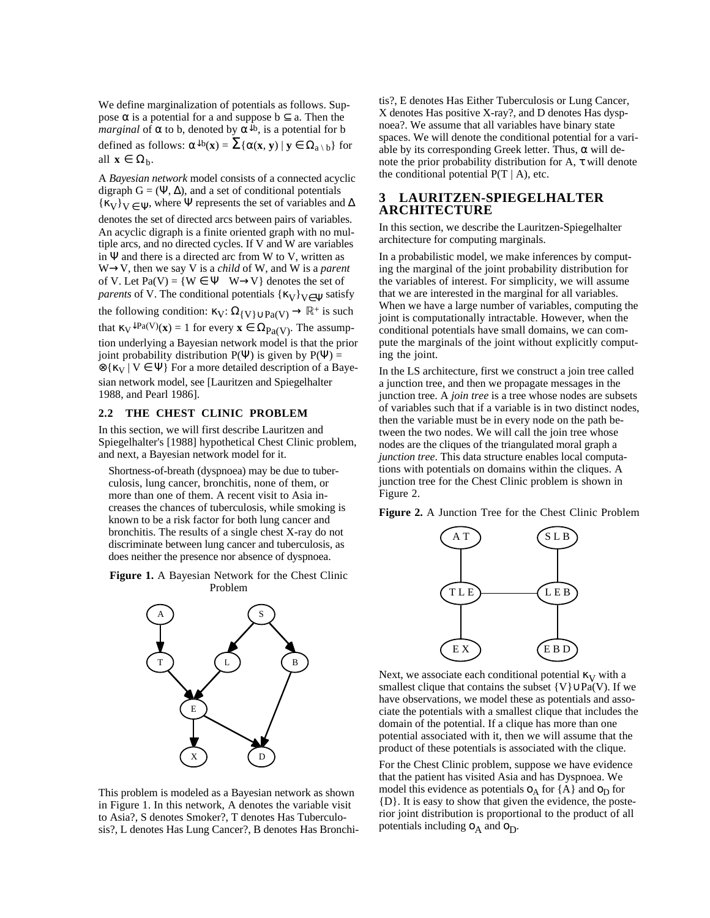We define marginalization of potentials as follows. Suppose $\alpha$ is a potential for a and suppose $b \subseteq a$. Then the *marginal* of $\alpha$ to b, denoted by $\alpha^{\downarrow b}$, is a potential for b defined as follows: $\alpha^{\downarrow b}(\mathbf{x}) = \sum\{\alpha(\mathbf{x}, \mathbf{y}) \mid \mathbf{y} \in \Omega_{a \setminus b}\}$ for all $\mathbf{x} \in \Omega_b$.

A *Bayesian network* model consists of a connected acyclic digraph $G = (\Psi, \Delta)$, and a set of conditional potentials $\{\kappa_V\}_{V \in \Psi}$, where $\Psi$ represents the set of variables and $\Delta$ denotes the set of directed arcs between pairs of variables. An acyclic digraph is a finite oriented graph with no multiple arcs, and no directed cycles. If V and W are variables in $\Psi$ and there is a directed arc from W to V, written as $W \rightarrow V$, then we say V is a *child* of W, and W is a *parent* of V. Let $Pa(V) = \{W \in \Psi \mid W \rightarrow V\}$ denotes the set of *parents* of V. The conditional potentials $\{\kappa_V\}_{V \in \Psi}$ satisfy the following condition: $\kappa_V: \Omega_{\{V\} \cup Pa(V)} \rightarrow \mathbb{R}^+$ is such that $\kappa_V^{\downarrow Pa(V)}(\mathbf{x}) = 1$ for every $\mathbf{x} \in \Omega_{Pa(V)}$. The assumption underlying a Bayesian network model is that the prior joint probability distribution $P(\Psi)$ is given by $P(\Psi) = \otimes\{\kappa_V \mid V \in \Psi\}$ For a more detailed description of a Bayesian network model, see [Lauritzen and Spiegelhalter 1988, and Pearl 1986].

### 2.2 THE CHEST CLINIC PROBLEM

In this section, we will first describe Lauritzen and Spiegelhalter's [1988] hypothetical Chest Clinic problem, and next, a Bayesian network model for it.

> Shortness-of-breath (dyspnoea) may be due to tuberculosis, lung cancer, bronchitis, none of them, or more than one of them. A recent visit to Asia increases the chances of tuberculosis, while smoking is known to be a risk factor for both lung cancer and bronchitis. The results of a single chest X-ray do not discriminate between lung cancer and tuberculosis, as does neither the presence nor absence of dyspnoea.

**Figure 1.** A Bayesian Network for the Chest Clinic Problem

This problem is modeled as a Bayesian network as shown in Figure 1. In this network, A denotes the variable visit to Asia?, S denotes Smoker?, T denotes Has Tuberculosis?, L denotes Has Lung Cancer?, B denotes Has Bronchitis?, E denotes Has Either Tuberculosis or Lung Cancer, X denotes Has positive X-ray?, and D denotes Has dyspnoea?. We assume that all variables have binary state spaces. We will denote the conditional potential for a variable by its corresponding Greek letter. Thus, $\alpha$ will denote the prior probability distribution for A, $\tau$ will denote the conditional potential $P(T \mid A)$, etc.

## 3 LAURITZEN-SPIEGELHALTER ARCHITECTURE

In this section, we describe the Lauritzen-Spiegelhalter architecture for computing marginals.

In a probabilistic model, we make inferences by computing the marginal of the joint probability distribution for the variables of interest. For simplicity, we will assume that we are interested in the marginal for all variables. When we have a large number of variables, computing the joint is computationally intractable. However, when the conditional potentials have small domains, we can compute the marginals of the joint without explicitly computing the joint.

In the LS architecture, first we construct a join tree called a junction tree, and then we propagate messages in the junction tree. A *join tree* is a tree whose nodes are subsets of variables such that if a variable is in two distinct nodes, then the variable must be in every node on the path between the two nodes. We will call the join tree whose nodes are the cliques of the triangulated moral graph a *junction tree*. This data structure enables local computations with potentials on domains within the cliques. A junction tree for the Chest Clinic problem is shown in Figure 2.

**Figure 2.** A Junction Tree for the Chest Clinic Problem

Next, we associate each conditional potential $\kappa_V$ with a smallest clique that contains the subset $\{V\} \cup Pa(V)$. If we have observations, we model these as potentials and associate the potentials with a smallest clique that includes the domain of the potential. If a clique has more than one potential associated with it, then we will assume that the product of these potentials is associated with the clique.

For the Chest Clinic problem, suppose we have evidence that the patient has visited Asia and has Dyspnoea. We model this evidence as potentials $o_A$ for $\{A\}$ and $o_D$ for $\{D\}$. It is easy to show that given the evidence, the posterior joint distribution is proportional to the product of all potentials including $o_A$ and $o_D$.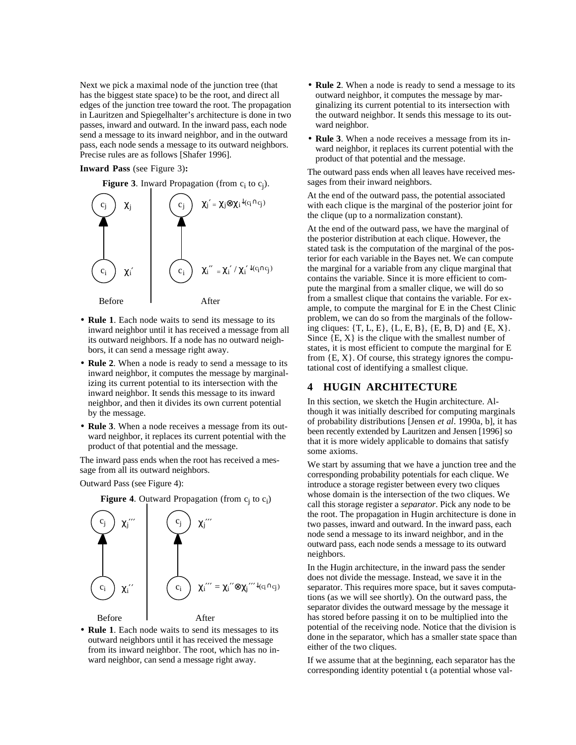Next we pick a maximal node of the junction tree (that has the biggest state space) to be the root, and direct all edges of the junction tree toward the root. The propagation in Lauritzen and Spiegelhalter's architecture is done in two passes, inward and outward. In the inward pass, each node send a message to its inward neighbor, and in the outward pass, each node sends a message to its outward neighbors. Precise rules are as follows [Shafer 1996].

**Inward Pass** (see Figure 3)**:**

**Figure 3**. Inward Propagation (from $c_i$ to $c_j$).

Before: $c_j$: $\chi_j$; $c_i$: $\chi_i'$

After: $c_j$: $\chi_j' = \chi_j \otimes \chi_i'^{\downarrow(c_i \cap c_j)}$; $c_i$: $\chi_i'' = \chi_i' / \chi_i'^{\downarrow(c_i \cap c_j)}$

- **Rule 1**. Each node waits to send its message to its inward neighbor until it has received a message from all its outward neighbors. If a node has no outward neighbors, it can send a message right away.
- **Rule 2**. When a node is ready to send a message to its inward neighbor, it computes the message by marginalizing its current potential to its intersection with the inward neighbor. It sends this message to its inward neighbor, and then it divides its own current potential by the message.
- **Rule 3**. When a node receives a message from its outward neighbor, it replaces its current potential with the product of that potential and the message.

The inward pass ends when the root has received a message from all its outward neighbors.

Outward Pass (see Figure 4):

**Figure 4**. Outward Propagation (from $c_j$ to $c_i$)

Before: $c_j$: $\chi_j'''$; $c_i$: $\chi_i''$

After: $c_j$: $\chi_j'''$; $c_i$: $\chi_i''' = \chi_i'' \otimes \chi_j'''^{\downarrow(c_i \cap c_j)}$

- **Rule 1**. Each node waits to send its messages to its outward neighbors until it has received the message from its inward neighbor. The root, which has no inward neighbor, can send a message right away.
- **Rule 2**. When a node is ready to send a message to its outward neighbor, it computes the message by marginalizing its current potential to its intersection with the outward neighbor. It sends this message to its outward neighbor.
- **Rule 3**. When a node receives a message from its inward neighbor, it replaces its current potential with the product of that potential and the message.

The outward pass ends when all leaves have received messages from their inward neighbors.

At the end of the outward pass, the potential associated with each clique is the marginal of the posterior joint for the clique (up to a normalization constant).

At the end of the outward pass, we have the marginal of the posterior distribution at each clique. However, the stated task is the computation of the marginal of the posterior for each variable in the Bayes net. We can compute the marginal for a variable from any clique marginal that contains the variable. Since it is more efficient to compute the marginal from a smaller clique, we will do so from a smallest clique that contains the variable. For example, to compute the marginal for E in the Chest Clinic problem, we can do so from the marginals of the following cliques: {T, L, E}, {L, E, B}, {E, B, D} and {E, X}. Since {E, X} is the clique with the smallest number of states, it is most efficient to compute the marginal for E from {E, X}. Of course, this strategy ignores the computational cost of identifying a smallest clique.

## 4 HUGIN ARCHITECTURE

In this section, we sketch the Hugin architecture. Although it was initially described for computing marginals of probability distributions [Jensen *et al*. 1990a, b], it has been recently extended by Lauritzen and Jensen [1996] so that it is more widely applicable to domains that satisfy some axioms.

We start by assuming that we have a junction tree and the corresponding probability potentials for each clique. We introduce a storage register between every two cliques whose domain is the intersection of the two cliques. We call this storage register a *separator*. Pick any node to be the root. The propagation in Hugin architecture is done in two passes, inward and outward. In the inward pass, each node send a message to its inward neighbor, and in the outward pass, each node sends a message to its outward neighbors.

In the Hugin architecture, in the inward pass the sender does not divide the message. Instead, we save it in the separator. This requires more space, but it saves computations (as we will see shortly). On the outward pass, the separator divides the outward message by the message it has stored before passing it on to be multiplied into the potential of the receiving node. Notice that the division is done in the separator, which has a smaller state space than either of the two cliques.

If we assume that at the beginning, each separator has the corresponding identity potential $\iota$ (a potential whose val-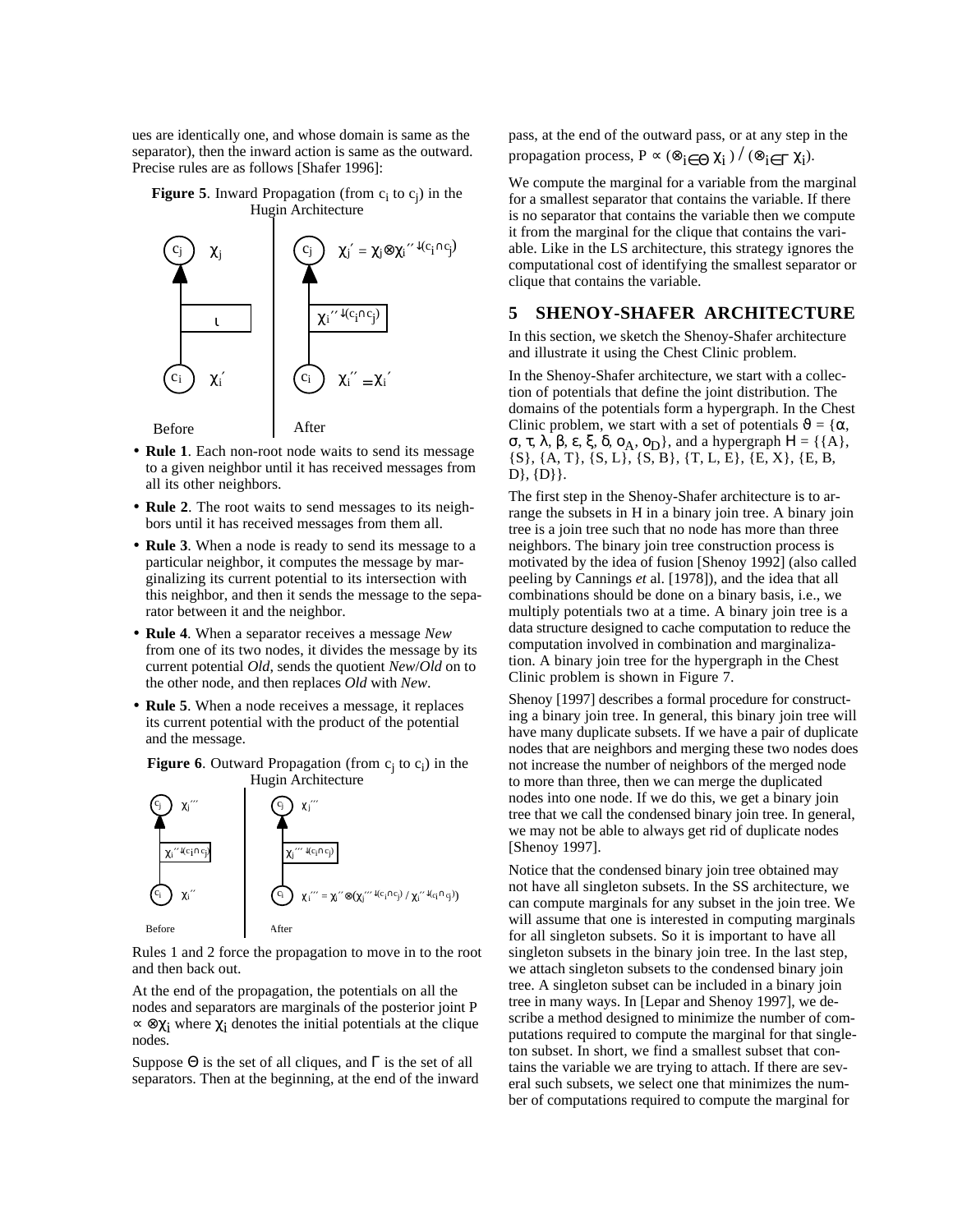ues are identically one, and whose domain is same as the separator), then the inward action is same as the outward. Precise rules are as follows [Shafer 1996]:

**Figure 5**. Inward Propagation (from $c_i$ to $c_j$) in the Hugin Architecture

- **Rule 1**. Each non-root node waits to send its message to a given neighbor until it has received messages from all its other neighbors.
- **Rule 2**. The root waits to send messages to its neighbors until it has received messages from them all.
- **Rule 3**. When a node is ready to send its message to a particular neighbor, it computes the message by marginalizing its current potential to its intersection with this neighbor, and then it sends the message to the separator between it and the neighbor.
- **Rule 4**. When a separator receives a message *New* from one of its two nodes, it divides the message by its current potential *Old*, sends the quotient *New*/*Old* on to the other node, and then replaces *Old* with *New*.
- **Rule 5**. When a node receives a message, it replaces its current potential with the product of the potential and the message.

**Figure 6**. Outward Propagation (from $c_j$ to $c_i$) in the Hugin Architecture

Rules 1 and 2 force the propagation to move in to the root and then back out.

At the end of the propagation, the potentials on all the nodes and separators are marginals of the posterior joint P $\propto \otimes\chi_i$ where $\chi_i$ denotes the initial potentials at the clique nodes.

Suppose $\Theta$ is the set of all cliques, and $\Gamma$ is the set of all separators. Then at the beginning, at the end of the inward pass, at the end of the outward pass, or at any step in the propagation process, $P \propto (\otimes_{i\in\Theta}\,\chi_i) / (\otimes_{i\in\Gamma}\,\chi_i)$.

We compute the marginal for a variable from the marginal for a smallest separator that contains the variable. If there is no separator that contains the variable then we compute it from the marginal for the clique that contains the variable. Like in the LS architecture, this strategy ignores the computational cost of identifying the smallest separator or clique that contains the variable.

## 5 SHENOY-SHAFER ARCHITECTURE

In this section, we sketch the Shenoy-Shafer architecture and illustrate it using the Chest Clinic problem.

In the Shenoy-Shafer architecture, we start with a collection of potentials that define the joint distribution. The domains of the potentials form a hypergraph. In the Chest Clinic problem, we start with a set of potentials $\vartheta = \{\alpha, \sigma, \tau, \lambda, \beta, \varepsilon, \xi, \delta, o_A, o_D\}$, and a hypergraph $H = \{\{A\}, \{S\}, \{A, T\}, \{S, L\}, \{S, B\}, \{T, L, E\}, \{E, X\}, \{E, B, D\}, \{D\}\}$.

The first step in the Shenoy-Shafer architecture is to arrange the subsets in H in a binary join tree. A binary join tree is a join tree such that no node has more than three neighbors. The binary join tree construction process is motivated by the idea of fusion [Shenoy 1992] (also called peeling by Cannings *et* al. [1978]), and the idea that all combinations should be done on a binary basis, i.e., we multiply potentials two at a time. A binary join tree is a data structure designed to cache computation to reduce the computation involved in combination and marginalization. A binary join tree for the hypergraph in the Chest Clinic problem is shown in Figure 7.

Shenoy [1997] describes a formal procedure for constructing a binary join tree. In general, this binary join tree will have many duplicate subsets. If we have a pair of duplicate nodes that are neighbors and merging these two nodes does not increase the number of neighbors of the merged node to more than three, then we can merge the duplicated nodes into one node. If we do this, we get a binary join tree that we call the condensed binary join tree. In general, we may not be able to always get rid of duplicate nodes [Shenoy 1997].

Notice that the condensed binary join tree obtained may not have all singleton subsets. In the SS architecture, we can compute marginals for any subset in the join tree. We will assume that one is interested in computing marginals for all singleton subsets. So it is important to have all singleton subsets in the binary join tree. In the last step, we attach singleton subsets to the condensed binary join tree. A singleton subset can be included in a binary join tree in many ways. In [Lepar and Shenoy 1997], we describe a method designed to minimize the number of computations required to compute the marginal for that singleton subset. In short, we find a smallest subset that contains the variable we are trying to attach. If there are several such subsets, we select one that minimizes the number of computations required to compute the marginal for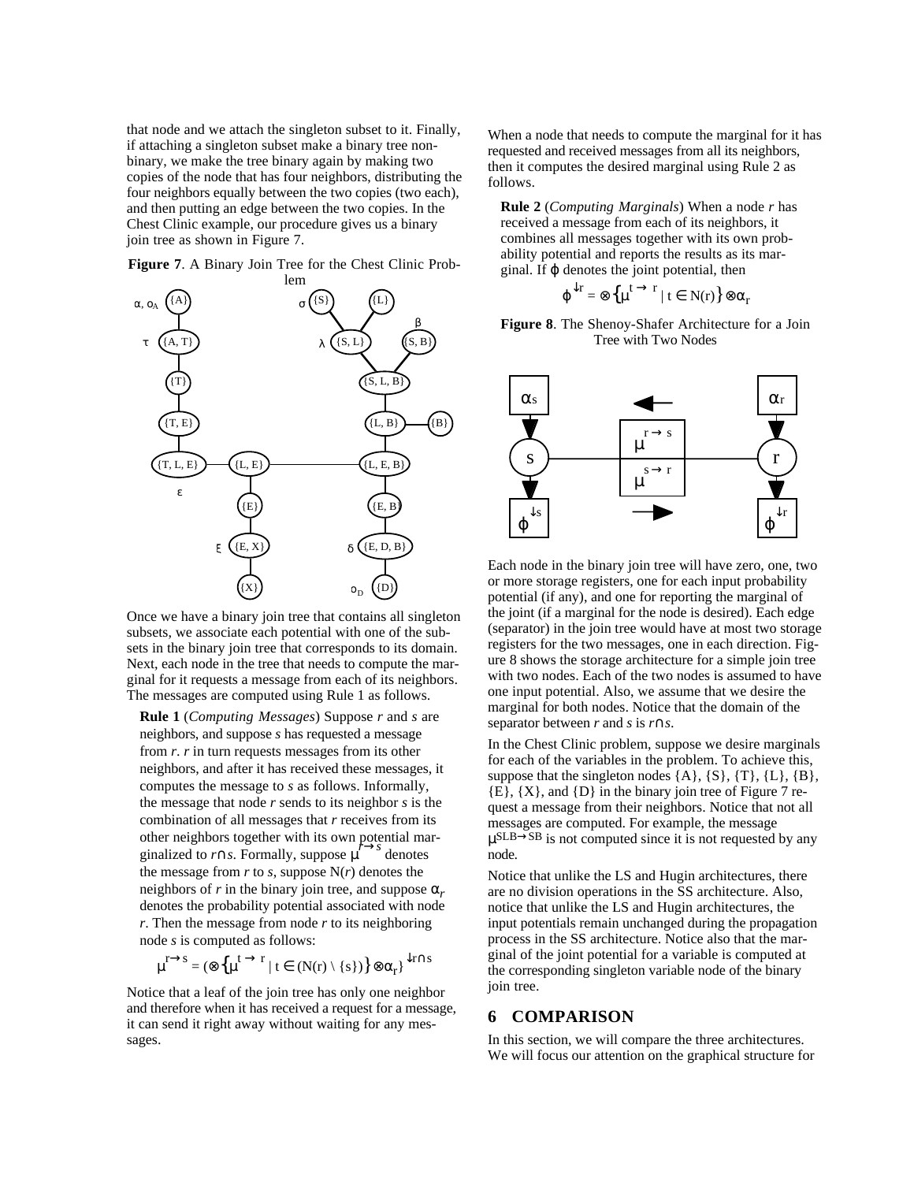that node and we attach the singleton subset to it. Finally, if attaching a singleton subset make a binary tree non-binary, we make the tree binary again by making two copies of the node that has four neighbors, distributing the four neighbors equally between the two copies (two each), and then putting an edge between the two copies. In the Chest Clinic example, our procedure gives us a binary join tree as shown in Figure 7.

**Figure 7**. A Binary Join Tree for the Chest Clinic Problem

Once we have a binary join tree that contains all singleton subsets, we associate each potential with one of the subsets in the binary join tree that corresponds to its domain. Next, each node in the tree that needs to compute the marginal for it requests a message from each of its neighbors. The messages are computed using Rule 1 as follows.

**Rule 1** (*Computing Messages*) Suppose *r* and *s* are neighbors, and suppose *s* has requested a message from *r*. *r* in turn requests messages from its other neighbors, and after it has received these messages, it computes the message to *s* as follows. Informally, the message that node *r* sends to its neighbor *s* is the combination of all messages that *r* receives from its other neighbors together with its own potential marginalized to $r \cap s$. Formally, suppose $\mu^{r \rightarrow s}$ denotes the message from *r* to *s*, suppose N(*r*) denotes the neighbors of *r* in the binary join tree, and suppose $\alpha_r$ denotes the probability potential associated with node *r*. Then the message from node *r* to its neighboring node *s* is computed as follows:

$$\mu^{r \rightarrow s} = (\otimes\{\mu^{t \rightarrow r} \mid t \in (N(r) \setminus \{s\})\} \otimes \alpha_r)^{\downarrow r \cap s}$$

Notice that a leaf of the join tree has only one neighbor and therefore when it has received a request for a message, it can send it right away without waiting for any messages.

When a node that needs to compute the marginal for it has requested and received messages from all its neighbors, then it computes the desired marginal using Rule 2 as follows.

**Rule 2** (*Computing Marginals*) When a node *r* has received a message from each of its neighbors, it combines all messages together with its own probability potential and reports the results as its marginal. If $\varphi$ denotes the joint potential, then

$$\varphi^{\downarrow r} = \otimes\{\mu^{t \rightarrow r} \mid t \in N(r)\} \otimes \alpha_r$$

**Figure 8**. The Shenoy-Shafer Architecture for a Join Tree with Two Nodes

Each node in the binary join tree will have zero, one, two or more storage registers, one for each input probability potential (if any), and one for reporting the marginal of the joint (if a marginal for the node is desired). Each edge (separator) in the join tree would have at most two storage registers for the two messages, one in each direction. Figure 8 shows the storage architecture for a simple join tree with two nodes. Each of the two nodes is assumed to have one input potential. Also, we assume that we desire the marginal for both nodes. Notice that the domain of the separator between *r* and *s* is $r \cap s$.

In the Chest Clinic problem, suppose we desire marginals for each of the variables in the problem. To achieve this, suppose that the singleton nodes {A}, {S}, {T}, {L}, {B}, {E}, {X}, and {D} in the binary join tree of Figure 7 request a message from their neighbors. Notice that not all messages are computed. For example, the message $\mu^{SLB \rightarrow SB}$ is not computed since it is not requested by any node.

Notice that unlike the LS and Hugin architectures, there are no division operations in the SS architecture. Also, notice that unlike the LS and Hugin architectures, the input potentials remain unchanged during the propagation process in the SS architecture. Notice also that the marginal of the joint potential for a variable is computed at the corresponding singleton variable node of the binary join tree.

## 6 COMPARISON

In this section, we will compare the three architectures. We will focus our attention on the graphical structure for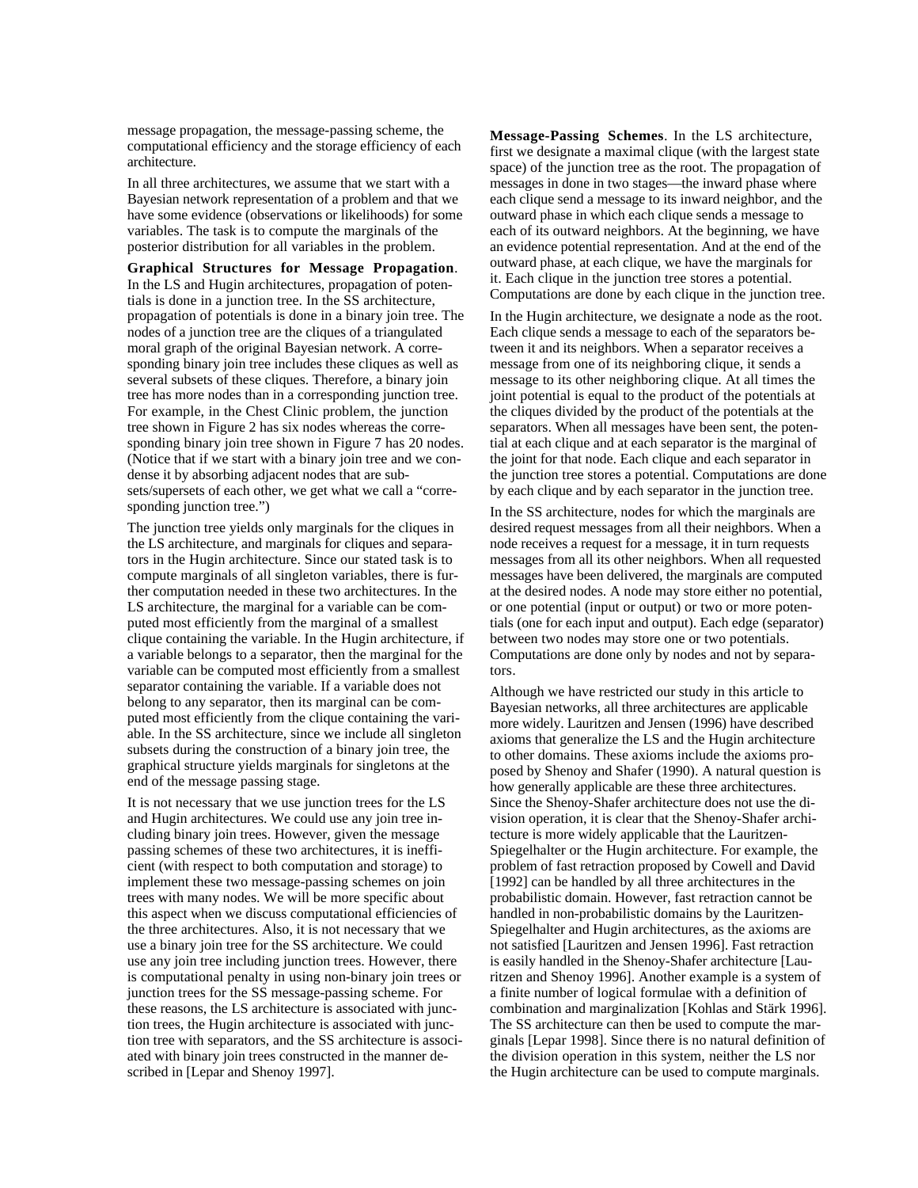message propagation, the message-passing scheme, the computational efficiency and the storage efficiency of each architecture.

In all three architectures, we assume that we start with a Bayesian network representation of a problem and that we have some evidence (observations or likelihoods) for some variables. The task is to compute the marginals of the posterior distribution for all variables in the problem.

**Graphical Structures for Message Propagation**. In the LS and Hugin architectures, propagation of potentials is done in a junction tree. In the SS architecture, propagation of potentials is done in a binary join tree. The nodes of a junction tree are the cliques of a triangulated moral graph of the original Bayesian network. A corresponding binary join tree includes these cliques as well as several subsets of these cliques. Therefore, a binary join tree has more nodes than in a corresponding junction tree. For example, in the Chest Clinic problem, the junction tree shown in Figure 2 has six nodes whereas the corresponding binary join tree shown in Figure 7 has 20 nodes. (Notice that if we start with a binary join tree and we condense it by absorbing adjacent nodes that are subsets/supersets of each other, we get what we call a "corresponding junction tree.")

The junction tree yields only marginals for the cliques in the LS architecture, and marginals for cliques and separators in the Hugin architecture. Since our stated task is to compute marginals of all singleton variables, there is further computation needed in these two architectures. In the LS architecture, the marginal for a variable can be computed most efficiently from the marginal of a smallest clique containing the variable. In the Hugin architecture, if a variable belongs to a separator, then the marginal for the variable can be computed most efficiently from a smallest separator containing the variable. If a variable does not belong to any separator, then its marginal can be computed most efficiently from the clique containing the variable. In the SS architecture, since we include all singleton subsets during the construction of a binary join tree, the graphical structure yields marginals for singletons at the end of the message passing stage.

It is not necessary that we use junction trees for the LS and Hugin architectures. We could use any join tree including binary join trees. However, given the message passing schemes of these two architectures, it is inefficient (with respect to both computation and storage) to implement these two message-passing schemes on join trees with many nodes. We will be more specific about this aspect when we discuss computational efficiencies of the three architectures. Also, it is not necessary that we use a binary join tree for the SS architecture. We could use any join tree including junction trees. However, there is computational penalty in using non-binary join trees or junction trees for the SS message-passing scheme. For these reasons, the LS architecture is associated with junction trees, the Hugin architecture is associated with junction tree with separators, and the SS architecture is associated with binary join trees constructed in the manner described in [Lepar and Shenoy 1997].

**Message-Passing Schemes**. In the LS architecture, first we designate a maximal clique (with the largest state space) of the junction tree as the root. The propagation of messages in done in two stages—the inward phase where each clique send a message to its inward neighbor, and the outward phase in which each clique sends a message to each of its outward neighbors. At the beginning, we have an evidence potential representation. And at the end of the outward phase, at each clique, we have the marginals for it. Each clique in the junction tree stores a potential. Computations are done by each clique in the junction tree.

In the Hugin architecture, we designate a node as the root. Each clique sends a message to each of the separators between it and its neighbors. When a separator receives a message from one of its neighboring clique, it sends a message to its other neighboring clique. At all times the joint potential is equal to the product of the potentials at the cliques divided by the product of the potentials at the separators. When all messages have been sent, the potential at each clique and at each separator is the marginal of the joint for that node. Each clique and each separator in the junction tree stores a potential. Computations are done by each clique and by each separator in the junction tree.

In the SS architecture, nodes for which the marginals are desired request messages from all their neighbors. When a node receives a request for a message, it in turn requests messages from all its other neighbors. When all requested messages have been delivered, the marginals are computed at the desired nodes. A node may store either no potential, or one potential (input or output) or two or more potentials (one for each input and output). Each edge (separator) between two nodes may store one or two potentials. Computations are done only by nodes and not by separators.

Although we have restricted our study in this article to Bayesian networks, all three architectures are applicable more widely. Lauritzen and Jensen (1996) have described axioms that generalize the LS and the Hugin architecture to other domains. These axioms include the axioms proposed by Shenoy and Shafer (1990). A natural question is how generally applicable are these three architectures. Since the Shenoy-Shafer architecture does not use the division operation, it is clear that the Shenoy-Shafer architecture is more widely applicable that the Lauritzen-Spiegelhalter or the Hugin architecture. For example, the problem of fast retraction proposed by Cowell and David [1992] can be handled by all three architectures in the probabilistic domain. However, fast retraction cannot be handled in non-probabilistic domains by the Lauritzen-Spiegelhalter and Hugin architectures, as the axioms are not satisfied [Lauritzen and Jensen 1996]. Fast retraction is easily handled in the Shenoy-Shafer architecture [Lauritzen and Shenoy 1996]. Another example is a system of a finite number of logical formulae with a definition of combination and marginalization [Kohlas and Stärk 1996]. The SS architecture can then be used to compute the marginals [Lepar 1998]. Since there is no natural definition of the division operation in this system, neither the LS nor the Hugin architecture can be used to compute marginals.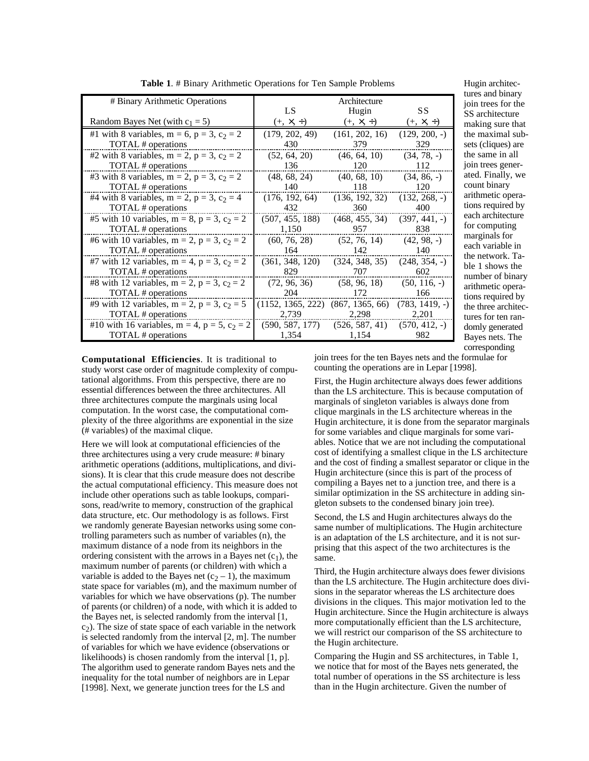**Table 1**. # Binary Arithmetic Operations for Ten Sample Problems

| # Binary Arithmetic Operations | Architecture | | |
|---|---|---|---|
| | LS | Hugin | SS |
| Random Bayes Net (with $c_1 = 5$) | (+, ×, ÷) | (+, ×, ÷) | (+, ×, ÷) |
| #1 with 8 variables, m = 6, p = 3, $c_2 = 2$ | (179, 202, 49) | (161, 202, 16) | (129, 200, -) |
| TOTAL # operations | 430 | 379 | 329 |
| #2 with 8 variables, m = 2, p = 3, $c_2 = 2$ | (52, 64, 20) | (46, 64, 10) | (34, 78, -) |
| TOTAL # operations | 136 | 120 | 112 |
| #3 with 8 variables, m = 2, p = 3, $c_2 = 2$ | (48, 68, 24) | (40, 68, 10) | (34, 86, -) |
| TOTAL # operations | 140 | 118 | 120 |
| #4 with 8 variables, m = 2, p = 3, $c_2 = 4$ | (176, 192, 64) | (136, 192, 32) | (132, 268, -) |
| TOTAL # operations | 432 | 360 | 400 |
| #5 with 10 variables, m = 8, p = 3, $c_2 = 2$ | (507, 455, 188) | (468, 455, 34) | (397, 441, -) |
| TOTAL # operations | 1,150 | 957 | 838 |
| #6 with 10 variables, m = 2, p = 3, $c_2 = 2$ | (60, 76, 28) | (52, 76, 14) | (42, 98, -) |
| TOTAL # operations | 164 | 142 | 140 |
| #7 with 12 variables, m = 4, p = 3, $c_2 = 2$ | (361, 348, 120) | (324, 348, 35) | (248, 354, -) |
| TOTAL # operations | 829 | 707 | 602 |
| #8 with 12 variables, m = 2, p = 3, $c_2 = 2$ | (72, 96, 36) | (58, 96, 18) | (50, 116, -) |
| TOTAL # operations | 204 | 172 | 166 |
| #9 with 12 variables, m = 2, p = 3, $c_2 = 5$ | (1152, 1365, 222) | (867, 1365, 66) | (783, 1419, -) |
| TOTAL # operations | 2,739 | 2,298 | 2,201 |
| #10 with 16 variables, m = 4, p = 5, $c_2 = 2$ | (590, 587, 177) | (526, 587, 41) | (570, 412, -) |
| TOTAL # operations | 1,354 | 1,154 | 982 |

**Computational Efficiencies**. It is traditional to study worst case order of magnitude complexity of computational algorithms. From this perspective, there are no essential differences between the three architectures. All three architectures compute the marginals using local computation. In the worst case, the computational complexity of the three algorithms are exponential in the size (# variables) of the maximal clique.

Here we will look at computational efficiencies of the three architectures using a very crude measure: # binary arithmetic operations (additions, multiplications, and divisions). It is clear that this crude measure does not describe the actual computational efficiency. This measure does not include other operations such as table lookups, comparisons, read/write to memory, construction of the graphical data structure, etc. Our methodology is as follows. First we randomly generate Bayesian networks using some controlling parameters such as number of variables (n), the maximum distance of a node from its neighbors in the ordering consistent with the arrows in a Bayes net ($c_1$), the maximum number of parents (or children) with which a variable is added to the Bayes net ($c_2 - 1$), the maximum state space for variables (m), and the maximum number of variables for which we have observations (p). The number of parents (or children) of a node, with which it is added to the Bayes net, is selected randomly from the interval [1, $c_2$). The size of state space of each variable in the network is selected randomly from the interval [2, m]. The number of variables for which we have evidence (observations or likelihoods) is chosen randomly from the interval [1, p]. The algorithm used to generate random Bayes nets and the inequality for the total number of neighbors are in Lepar [1998]. Next, we generate junction trees for the LS and Hugin architectures and binary join trees for the SS architecture making sure that the maximal subsets (cliques) are the same in all join trees generated. Finally, we count binary arithmetic operations required by each architecture for computing marginals for each variable in the network. Table 1 shows the number of binary arithmetic operations required by the three architectures for ten randomly generated Bayes nets. The corresponding join trees for the ten Bayes nets and the formulae for counting the operations are in Lepar [1998].

First, the Hugin architecture always does fewer additions than the LS architecture. This is because computation of marginals of singleton variables is always done from clique marginals in the LS architecture whereas in the Hugin architecture, it is done from the separator marginals for some variables and clique marginals for some variables. Notice that we are not including the computational cost of identifying a smallest clique in the LS architecture and the cost of finding a smallest separator or clique in the Hugin architecture (since this is part of the process of compiling a Bayes net to a junction tree, and there is a similar optimization in the SS architecture in adding singleton subsets to the condensed binary join tree).

Second, the LS and Hugin architectures always do the same number of multiplications. The Hugin architecture is an adaptation of the LS architecture, and it is not surprising that this aspect of the two architectures is the same.

Third, the Hugin architecture always does fewer divisions than the LS architecture. The Hugin architecture does divisions in the separator whereas the LS architecture does divisions in the cliques. This major motivation led to the Hugin architecture. Since the Hugin architecture is always more computationally efficient than the LS architecture, we will restrict our comparison of the SS architecture to the Hugin architecture.

Comparing the Hugin and SS architectures, in Table 1, we notice that for most of the Bayes nets generated, the total number of operations in the SS architecture is less than in the Hugin architecture. Given the number of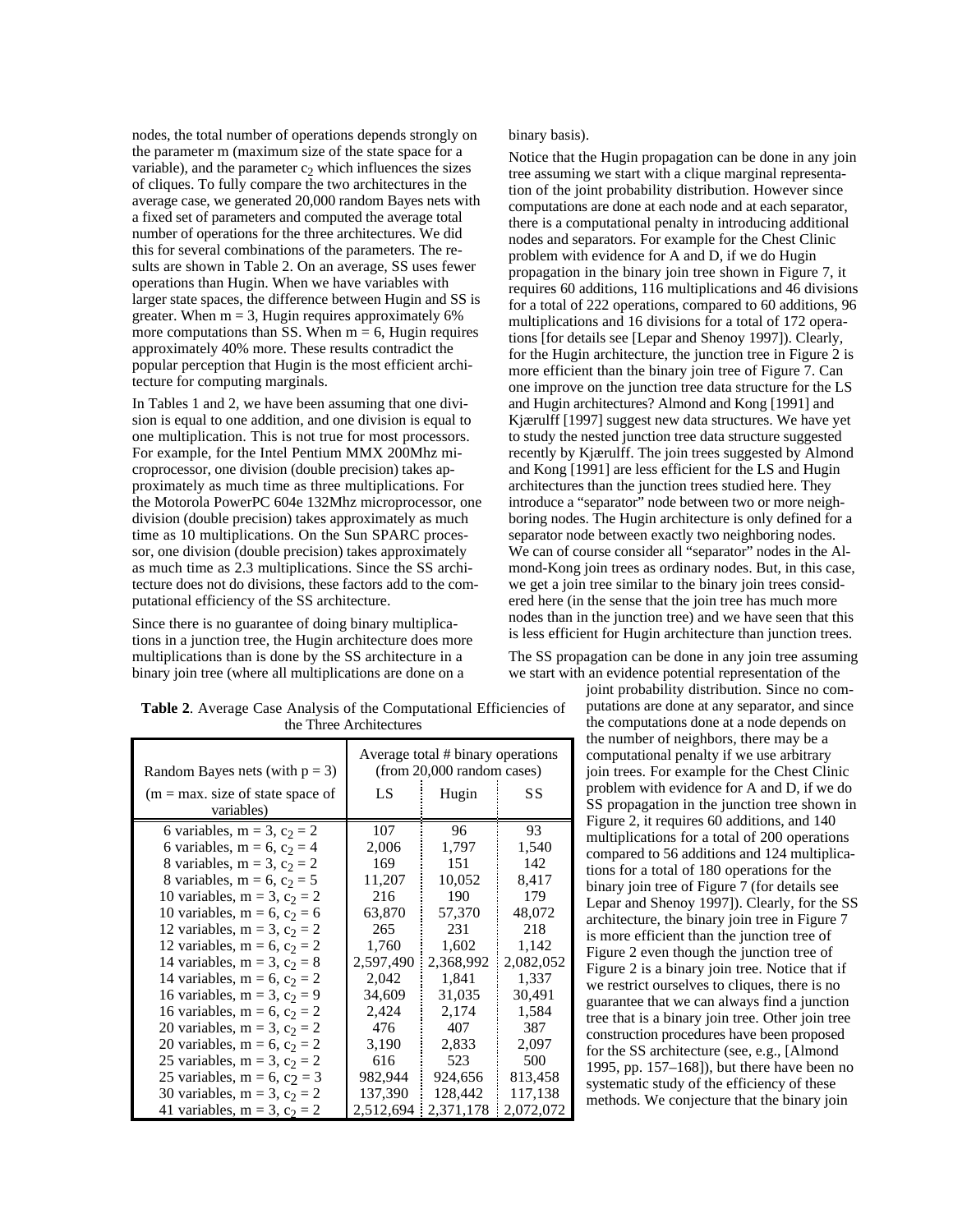nodes, the total number of operations depends strongly on the parameter m (maximum size of the state space for a variable), and the parameter $c_2$ which influences the sizes of cliques. To fully compare the two architectures in the average case, we generated 20,000 random Bayes nets with a fixed set of parameters and computed the average total number of operations for the three architectures. We did this for several combinations of the parameters. The results are shown in Table 2. On an average, SS uses fewer operations than Hugin. When we have variables with larger state spaces, the difference between Hugin and SS is greater. When m = 3, Hugin requires approximately 6% more computations than SS. When m = 6, Hugin requires approximately 40% more. These results contradict the popular perception that Hugin is the most efficient architecture for computing marginals.

In Tables 1 and 2, we have been assuming that one division is equal to one addition, and one division is equal to one multiplication. This is not true for most processors. For example, for the Intel Pentium MMX 200Mhz microprocessor, one division (double precision) takes approximately as much time as three multiplications. For the Motorola PowerPC 604e 132Mhz microprocessor, one division (double precision) takes approximately as much time as 10 multiplications. On the Sun SPARC processor, one division (double precision) takes approximately as much time as 2.3 multiplications. Since the SS architecture does not do divisions, these factors add to the computational efficiency of the SS architecture.

Since there is no guarantee of doing binary multiplications in a junction tree, the Hugin architecture does more multiplications than is done by the SS architecture in a binary join tree (where all multiplications are done on a binary basis).

**Table 2**. Average Case Analysis of the Computational Efficiencies of the Three Architectures

| Random Bayes nets (with p = 3) | Average total # binary operations (from 20,000 random cases) | | |
|---|---|---|---|
| (m = max. size of state space of variables) | LS | Hugin | SS |
| 6 variables, m = 3, $c_2$ = 2 | 107 | 96 | 93 |
| 6 variables, m = 6, $c_2$ = 4 | 2,006 | 1,797 | 1,540 |
| 8 variables, m = 3, $c_2$ = 2 | 169 | 151 | 142 |
| 8 variables, m = 6, $c_2$ = 5 | 11,207 | 10,052 | 8,417 |
| 10 variables, m = 3, $c_2$ = 2 | 216 | 190 | 179 |
| 10 variables, m = 6, $c_2$ = 6 | 63,870 | 57,370 | 48,072 |
| 12 variables, m = 3, $c_2$ = 2 | 265 | 231 | 218 |
| 12 variables, m = 6, $c_2$ = 2 | 1,760 | 1,602 | 1,142 |
| 14 variables, m = 3, $c_2$ = 8 | 2,597,490 | 2,368,992 | 2,082,052 |
| 14 variables, m = 6, $c_2$ = 2 | 2,042 | 1,841 | 1,337 |
| 16 variables, m = 3, $c_2$ = 9 | 34,609 | 31,035 | 30,491 |
| 16 variables, m = 6, $c_2$ = 2 | 2,424 | 2,174 | 1,584 |
| 20 variables, m = 3, $c_2$ = 2 | 476 | 407 | 387 |
| 20 variables, m = 6, $c_2$ = 2 | 3,190 | 2,833 | 2,097 |
| 25 variables, m = 3, $c_2$ = 2 | 616 | 523 | 500 |
| 25 variables, m = 6, $c_2$ = 3 | 982,944 | 924,656 | 813,458 |
| 30 variables, m = 3, $c_2$ = 2 | 137,390 | 128,442 | 117,138 |
| 41 variables, m = 3, $c_2$ = 2 | 2,512,694 | 2,371,178 | 2,072,072 |

Notice that the Hugin propagation can be done in any join tree assuming we start with a clique marginal representation of the joint probability distribution. However since computations are done at each node and at each separator, there is a computational penalty in introducing additional nodes and separators. For example for the Chest Clinic problem with evidence for A and D, if we do Hugin propagation in the binary join tree shown in Figure 7, it requires 60 additions, 116 multiplications and 46 divisions for a total of 222 operations, compared to 60 additions, 96 multiplications and 16 divisions for a total of 172 operations [for details see [Lepar and Shenoy 1997]). Clearly, for the Hugin architecture, the junction tree in Figure 2 is more efficient than the binary join tree of Figure 7. Can one improve on the junction tree data structure for the LS and Hugin architectures? Almond and Kong [1991] and Kjærulff [1997] suggest new data structures. We have yet to study the nested junction tree data structure suggested recently by Kjærulff. The join trees suggested by Almond and Kong [1991] are less efficient for the LS and Hugin architectures than the junction trees studied here. They introduce a "separator" node between two or more neighboring nodes. The Hugin architecture is only defined for a separator node between exactly two neighboring nodes. We can of course consider all "separator" nodes in the Almond-Kong join trees as ordinary nodes. But, in this case, we get a join tree similar to the binary join trees considered here (in the sense that the join tree has much more nodes than in the junction tree) and we have seen that this is less efficient for Hugin architecture than junction trees.

The SS propagation can be done in any join tree assuming we start with an evidence potential representation of the joint probability distribution. Since no computations are done at any separator, and since the computations done at a node depends on the number of neighbors, there may be a computational penalty if we use arbitrary join trees. For example for the Chest Clinic problem with evidence for A and D, if we do SS propagation in the junction tree shown in Figure 2, it requires 60 additions, and 140 multiplications for a total of 200 operations compared to 56 additions and 124 multiplications for a total of 180 operations for the binary join tree of Figure 7 (for details see Lepar and Shenoy 1997]). Clearly, for the SS architecture, the binary join tree in Figure 7 is more efficient than the junction tree of Figure 2 even though the junction tree of Figure 2 is a binary join tree. Notice that if we restrict ourselves to cliques, there is no guarantee that we can always find a junction tree that is a binary join tree. Other join tree construction procedures have been proposed for the SS architecture (see, e.g., [Almond 1995, pp. 157–168]), but there have been no systematic study of the efficiency of these methods. We conjecture that the binary join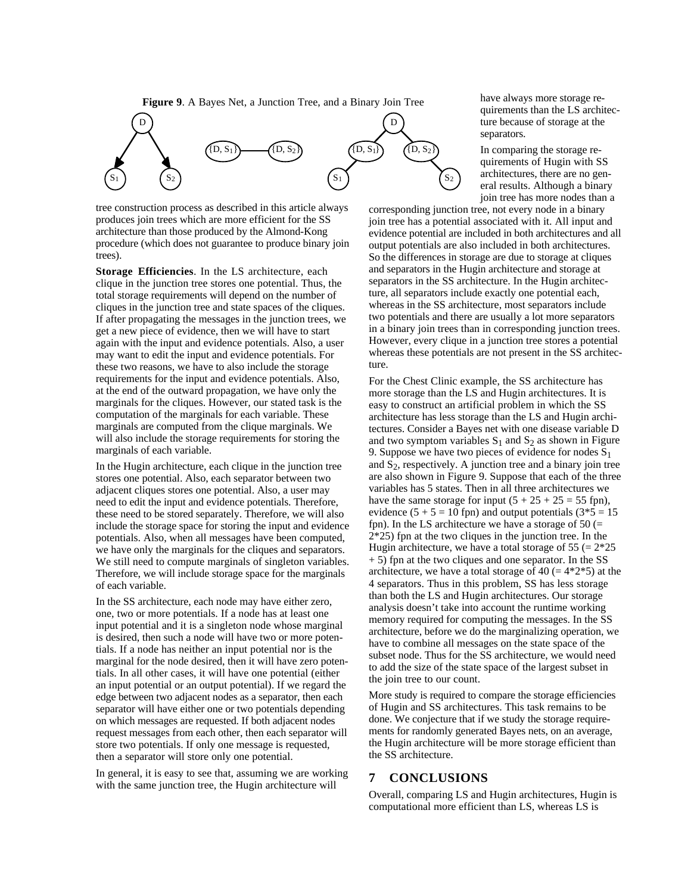**Figure 9**. A Bayes Net, a Junction Tree, and a Binary Join Tree

tree construction process as described in this article always produces join trees which are more efficient for the SS architecture than those produced by the Almond-Kong procedure (which does not guarantee to produce binary join trees).

**Storage Efficiencies**. In the LS architecture, each clique in the junction tree stores one potential. Thus, the total storage requirements will depend on the number of cliques in the junction tree and state spaces of the cliques. If after propagating the messages in the junction trees, we get a new piece of evidence, then we will have to start again with the input and evidence potentials. Also, a user may want to edit the input and evidence potentials. For these two reasons, we have to also include the storage requirements for the input and evidence potentials. Also, at the end of the outward propagation, we have only the marginals for the cliques. However, our stated task is the computation of the marginals for each variable. These marginals are computed from the clique marginals. We will also include the storage requirements for storing the marginals of each variable.

In the Hugin architecture, each clique in the junction tree stores one potential. Also, each separator between two adjacent cliques stores one potential. Also, a user may need to edit the input and evidence potentials. Therefore, these need to be stored separately. Therefore, we will also include the storage space for storing the input and evidence potentials. Also, when all messages have been computed, we have only the marginals for the cliques and separators. We still need to compute marginals of singleton variables. Therefore, we will include storage space for the marginals of each variable.

In the SS architecture, each node may have either zero, one, two or more potentials. If a node has at least one input potential and it is a singleton node whose marginal is desired, then such a node will have two or more potentials. If a node has neither an input potential nor is the marginal for the node desired, then it will have zero potentials. In all other cases, it will have one potential (either an input potential or an output potential). If we regard the edge between two adjacent nodes as a separator, then each separator will have either one or two potentials depending on which messages are requested. If both adjacent nodes request messages from each other, then each separator will store two potentials. If only one message is requested, then a separator will store only one potential.

In general, it is easy to see that, assuming we are working with the same junction tree, the Hugin architecture will have always more storage requirements than the LS architecture because of storage at the separators.

In comparing the storage requirements of Hugin with SS architectures, there are no general results. Although a binary join tree has more nodes than a corresponding junction tree, not every node in a binary join tree has a potential associated with it. All input and evidence potential are included in both architectures and all output potentials are also included in both architectures. So the differences in storage are due to storage at cliques and separators in the Hugin architecture and storage at separators in the SS architecture. In the Hugin architecture, all separators include exactly one potential each, whereas in the SS architecture, most separators include two potentials and there are usually a lot more separators in a binary join trees than in corresponding junction trees. However, every clique in a junction tree stores a potential whereas these potentials are not present in the SS architecture.

For the Chest Clinic example, the SS architecture has more storage than the LS and Hugin architectures. It is easy to construct an artificial problem in which the SS architecture has less storage than the LS and Hugin architectures. Consider a Bayes net with one disease variable D and two symptom variables $S_1$ and $S_2$ as shown in Figure 9. Suppose we have two pieces of evidence for nodes $S_1$ and $S_2$, respectively. A junction tree and a binary join tree are also shown in Figure 9. Suppose that each of the three variables has 5 states. Then in all three architectures we have the same storage for input ($5 + 25 + 25 = 55$ fpn), evidence ($5 + 5 = 10$ fpn) and output potentials ($3*5 = 15$ fpn). In the LS architecture we have a storage of 50 (= $2*25$) fpn at the two cliques in the junction tree. In the Hugin architecture, we have a total storage of 55 (= $2*25 + 5$) fpn at the two cliques and one separator. In the SS architecture, we have a total storage of 40 (= $4*2*5$) at the 4 separators. Thus in this problem, SS has less storage than both the LS and Hugin architectures. Our storage analysis doesn't take into account the runtime working memory required for computing the messages. In the SS architecture, before we do the marginalizing operation, we have to combine all messages on the state space of the subset node. Thus for the SS architecture, we would need to add the size of the state space of the largest subset in the join tree to our count.

More study is required to compare the storage efficiencies of Hugin and SS architectures. This task remains to be done. We conjecture that if we study the storage requirements for randomly generated Bayes nets, on an average, the Hugin architecture will be more storage efficient than the SS architecture.

## 7 CONCLUSIONS

Overall, comparing LS and Hugin architectures, Hugin is computational more efficient than LS, whereas LS is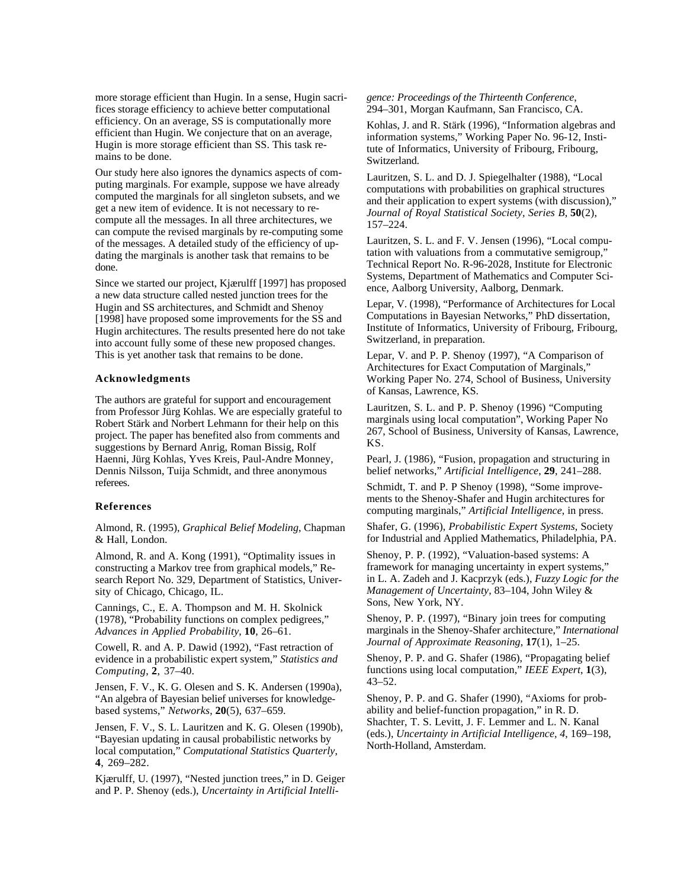more storage efficient than Hugin. In a sense, Hugin sacrifices storage efficiency to achieve better computational efficiency. On an average, SS is computationally more efficient than Hugin. We conjecture that on an average, Hugin is more storage efficient than SS. This task remains to be done.

Our study here also ignores the dynamics aspects of computing marginals. For example, suppose we have already computed the marginals for all singleton subsets, and we get a new item of evidence. It is not necessary to re-compute all the messages. In all three architectures, we can compute the revised marginals by re-computing some of the messages. A detailed study of the efficiency of updating the marginals is another task that remains to be done.

Since we started our project, Kjærulff [1997] has proposed a new data structure called nested junction trees for the Hugin and SS architectures, and Schmidt and Shenoy [1998] have proposed some improvements for the SS and Hugin architectures. The results presented here do not take into account fully some of these new proposed changes. This is yet another task that remains to be done.

### Acknowledgments

The authors are grateful for support and encouragement from Professor Jürg Kohlas. We are especially grateful to Robert Stärk and Norbert Lehmann for their help on this project. The paper has benefited also from comments and suggestions by Bernard Anrig, Roman Bissig, Rolf Haenni, Jürg Kohlas, Yves Kreis, Paul-Andre Monney, Dennis Nilsson, Tuija Schmidt, and three anonymous referees.

### References

Almond, R. (1995), *Graphical Belief Modeling*, Chapman & Hall, London.

Almond, R. and A. Kong (1991), "Optimality issues in constructing a Markov tree from graphical models," Research Report No. 329, Department of Statistics, University of Chicago, Chicago, IL.

Cannings, C., E. A. Thompson and M. H. Skolnick (1978), "Probability functions on complex pedigrees," *Advances in Applied Probability*, **10**, 26–61.

Cowell, R. and A. P. Dawid (1992), "Fast retraction of evidence in a probabilistic expert system," *Statistics and Computing*, **2**, 37–40.

Jensen, F. V., K. G. Olesen and S. K. Andersen (1990a), "An algebra of Bayesian belief universes for knowledge-based systems," *Networks*, **20**(5), 637–659.

Jensen, F. V., S. L. Lauritzen and K. G. Olesen (1990b), "Bayesian updating in causal probabilistic networks by local computation," *Computational Statistics Quarterly*, **4**, 269–282.

Kjærulff, U. (1997), "Nested junction trees," in D. Geiger and P. P. Shenoy (eds.), *Uncertainty in Artificial Intelligence: Proceedings of the Thirteenth Conference*, 294–301, Morgan Kaufmann, San Francisco, CA.

Kohlas, J. and R. Stärk (1996), "Information algebras and information systems," Working Paper No. 96-12, Institute of Informatics, University of Fribourg, Fribourg, Switzerland.

Lauritzen, S. L. and D. J. Spiegelhalter (1988), "Local computations with probabilities on graphical structures and their application to expert systems (with discussion)," *Journal of Royal Statistical Society, Series B*, **50**(2), 157–224.

Lauritzen, S. L. and F. V. Jensen (1996), "Local computation with valuations from a commutative semigroup," Technical Report No. R-96-2028, Institute for Electronic Systems, Department of Mathematics and Computer Science, Aalborg University, Aalborg, Denmark.

Lepar, V. (1998), "Performance of Architectures for Local Computations in Bayesian Networks," PhD dissertation, Institute of Informatics, University of Fribourg, Fribourg, Switzerland, in preparation.

Lepar, V. and P. P. Shenoy (1997), "A Comparison of Architectures for Exact Computation of Marginals," Working Paper No. 274, School of Business, University of Kansas, Lawrence, KS.

Lauritzen, S. L. and P. P. Shenoy (1996) "Computing marginals using local computation", Working Paper No 267, School of Business, University of Kansas, Lawrence, KS.

Pearl, J. (1986), "Fusion, propagation and structuring in belief networks," *Artificial Intelligence*, **29**, 241–288.

Schmidt, T. and P. P Shenoy (1998), "Some improvements to the Shenoy-Shafer and Hugin architectures for computing marginals," *Artificial Intelligence*, in press.

Shafer, G. (1996), *Probabilistic Expert Systems*, Society for Industrial and Applied Mathematics, Philadelphia, PA.

Shenoy, P. P. (1992), "Valuation-based systems: A framework for managing uncertainty in expert systems," in L. A. Zadeh and J. Kacprzyk (eds.), *Fuzzy Logic for the Management of Uncertainty*, 83–104, John Wiley & Sons, New York, NY.

Shenoy, P. P. (1997), "Binary join trees for computing marginals in the Shenoy-Shafer architecture," *International Journal of Approximate Reasoning*, **17**(1), 1–25.

Shenoy, P. P. and G. Shafer (1986), "Propagating belief functions using local computation," *IEEE Expert*, **1**(3), 43–52.

Shenoy, P. P. and G. Shafer (1990), "Axioms for probability and belief-function propagation," in R. D. Shachter, T. S. Levitt, J. F. Lemmer and L. N. Kanal (eds.), *Uncertainty in Artificial Intelligence, 4*, 169–198, North-Holland, Amsterdam.